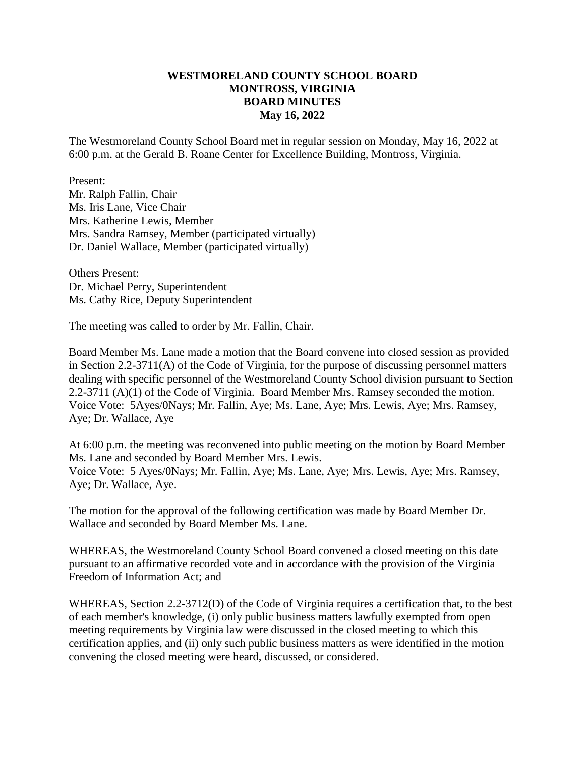**WESTMORELAND COUNTY SCHOOL BOARD**
**MONTROSS, VIRGINIA**
**BOARD MINUTES**
**May 16, 2022**

The Westmoreland County School Board met in regular session on Monday, May 16, 2022 at 6:00 p.m. at the Gerald B. Roane Center for Excellence Building, Montross, Virginia.

Present:
Mr. Ralph Fallin, Chair
Ms. Iris Lane, Vice Chair
Mrs. Katherine Lewis, Member
Mrs. Sandra Ramsey, Member (participated virtually)
Dr. Daniel Wallace, Member (participated virtually)

Others Present:
Dr. Michael Perry, Superintendent
Ms. Cathy Rice, Deputy Superintendent

The meeting was called to order by Mr. Fallin, Chair.

Board Member Ms. Lane made a motion that the Board convene into closed session as provided in Section 2.2-3711(A) of the Code of Virginia, for the purpose of discussing personnel matters dealing with specific personnel of the Westmoreland County School division pursuant to Section 2.2-3711 (A)(1) of the Code of Virginia. Board Member Mrs. Ramsey seconded the motion. Voice Vote: 5Ayes/0Nays; Mr. Fallin, Aye; Ms. Lane, Aye; Mrs. Lewis, Aye; Mrs. Ramsey, Aye; Dr. Wallace, Aye

At 6:00 p.m. the meeting was reconvened into public meeting on the motion by Board Member Ms. Lane and seconded by Board Member Mrs. Lewis.
Voice Vote: 5 Ayes/0Nays; Mr. Fallin, Aye; Ms. Lane, Aye; Mrs. Lewis, Aye; Mrs. Ramsey, Aye; Dr. Wallace, Aye.

The motion for the approval of the following certification was made by Board Member Dr. Wallace and seconded by Board Member Ms. Lane.

WHEREAS, the Westmoreland County School Board convened a closed meeting on this date pursuant to an affirmative recorded vote and in accordance with the provision of the Virginia Freedom of Information Act; and

WHEREAS, Section 2.2-3712(D) of the Code of Virginia requires a certification that, to the best of each member's knowledge, (i) only public business matters lawfully exempted from open meeting requirements by Virginia law were discussed in the closed meeting to which this certification applies, and (ii) only such public business matters as were identified in the motion convening the closed meeting were heard, discussed, or considered.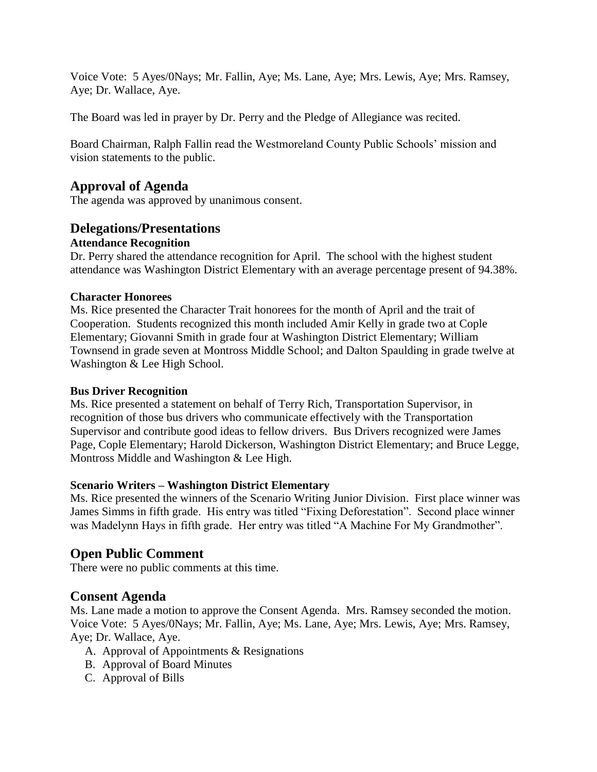Voice Vote: 5 Ayes/0Nays; Mr. Fallin, Aye; Ms. Lane, Aye; Mrs. Lewis, Aye; Mrs. Ramsey, Aye; Dr. Wallace, Aye.

The Board was led in prayer by Dr. Perry and the Pledge of Allegiance was recited.

Board Chairman, Ralph Fallin read the Westmoreland County Public Schools' mission and vision statements to the public.

## Approval of Agenda

The agenda was approved by unanimous consent.

## Delegations/Presentations

**Attendance Recognition**

Dr. Perry shared the attendance recognition for April. The school with the highest student attendance was Washington District Elementary with an average percentage present of 94.38%.

**Character Honorees**

Ms. Rice presented the Character Trait honorees for the month of April and the trait of Cooperation. Students recognized this month included Amir Kelly in grade two at Cople Elementary; Giovanni Smith in grade four at Washington District Elementary; William Townsend in grade seven at Montross Middle School; and Dalton Spaulding in grade twelve at Washington & Lee High School.

**Bus Driver Recognition**

Ms. Rice presented a statement on behalf of Terry Rich, Transportation Supervisor, in recognition of those bus drivers who communicate effectively with the Transportation Supervisor and contribute good ideas to fellow drivers. Bus Drivers recognized were James Page, Cople Elementary; Harold Dickerson, Washington District Elementary; and Bruce Legge, Montross Middle and Washington & Lee High.

**Scenario Writers – Washington District Elementary**

Ms. Rice presented the winners of the Scenario Writing Junior Division. First place winner was James Simms in fifth grade. His entry was titled "Fixing Deforestation". Second place winner was Madelynn Hays in fifth grade. Her entry was titled "A Machine For My Grandmother".

## Open Public Comment

There were no public comments at this time.

## Consent Agenda

Ms. Lane made a motion to approve the Consent Agenda. Mrs. Ramsey seconded the motion. Voice Vote: 5 Ayes/0Nays; Mr. Fallin, Aye; Ms. Lane, Aye; Mrs. Lewis, Aye; Mrs. Ramsey, Aye; Dr. Wallace, Aye.

A. Approval of Appointments & Resignations
B. Approval of Board Minutes
C. Approval of Bills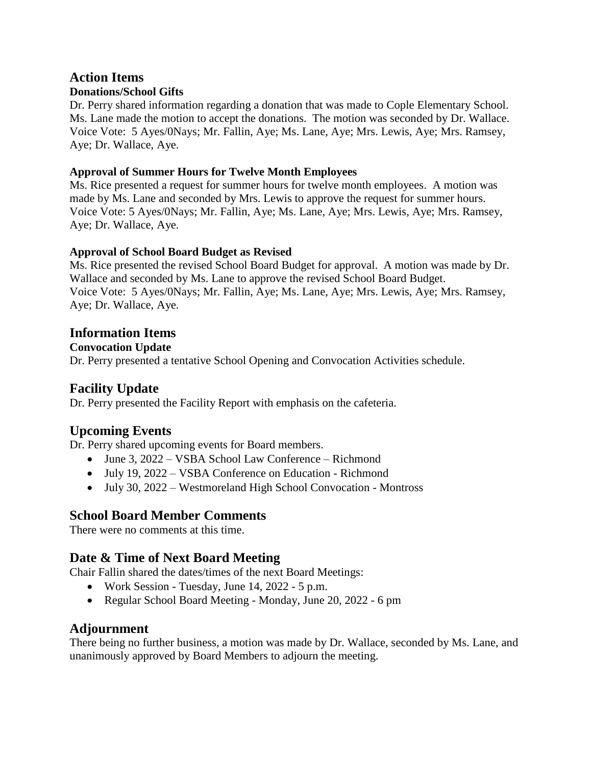## Action Items

### Donations/School Gifts

Dr. Perry shared information regarding a donation that was made to Cople Elementary School. Ms. Lane made the motion to accept the donations. The motion was seconded by Dr. Wallace. Voice Vote: 5 Ayes/0Nays; Mr. Fallin, Aye; Ms. Lane, Aye; Mrs. Lewis, Aye; Mrs. Ramsey, Aye; Dr. Wallace, Aye.

### Approval of Summer Hours for Twelve Month Employees

Ms. Rice presented a request for summer hours for twelve month employees. A motion was made by Ms. Lane and seconded by Mrs. Lewis to approve the request for summer hours. Voice Vote: 5 Ayes/0Nays; Mr. Fallin, Aye; Ms. Lane, Aye; Mrs. Lewis, Aye; Mrs. Ramsey, Aye; Dr. Wallace, Aye.

### Approval of School Board Budget as Revised

Ms. Rice presented the revised School Board Budget for approval. A motion was made by Dr. Wallace and seconded by Ms. Lane to approve the revised School Board Budget.
Voice Vote: 5 Ayes/0Nays; Mr. Fallin, Aye; Ms. Lane, Aye; Mrs. Lewis, Aye; Mrs. Ramsey, Aye; Dr. Wallace, Aye.

## Information Items

### Convocation Update

Dr. Perry presented a tentative School Opening and Convocation Activities schedule.

## Facility Update

Dr. Perry presented the Facility Report with emphasis on the cafeteria.

## Upcoming Events

Dr. Perry shared upcoming events for Board members.

- June 3, 2022 – VSBA School Law Conference – Richmond
- July 19, 2022 – VSBA Conference on Education - Richmond
- July 30, 2022 – Westmoreland High School Convocation - Montross

## School Board Member Comments

There were no comments at this time.

## Date & Time of Next Board Meeting

Chair Fallin shared the dates/times of the next Board Meetings:

- Work Session - Tuesday, June 14, 2022 - 5 p.m.
- Regular School Board Meeting - Monday, June 20, 2022 - 6 pm

## Adjournment

There being no further business, a motion was made by Dr. Wallace, seconded by Ms. Lane, and unanimously approved by Board Members to adjourn the meeting.